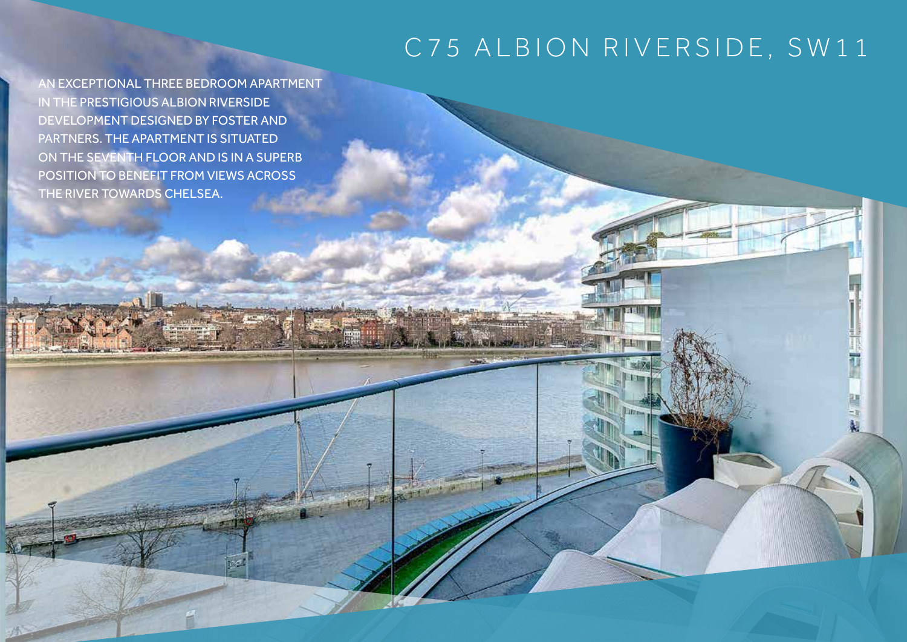# C75 ALBION RIVERSIDE, SW11

AN EXCEPTIONAL THREE BEDROOM APARTMENT IN THE PRESTIGIOUS ALBION RIVERSIDE DEVELOPMENT DESIGNED BY FOSTER AND PARTNERS. THE APARTMENT IS SITUATED ON THE SEVENTH FLOOR AND IS IN A SUPERB POSITION TO BENEFIT FROM VIEWS ACROSS THE RIVER TOWARDS CHELSEA.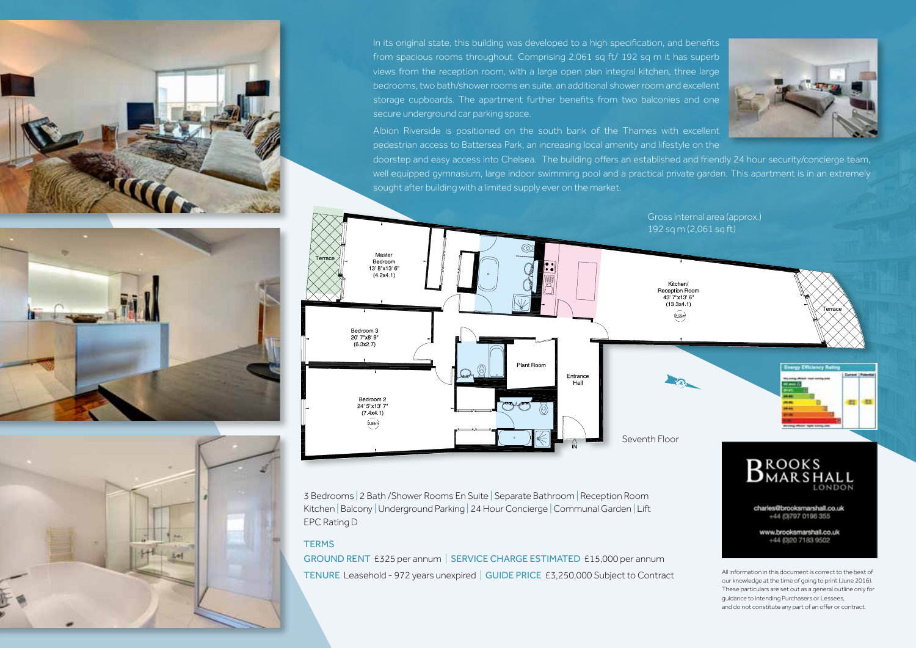In its original state, this building was developed to a high specification, and benefits from spacious rooms throughout. Comprising 2,061 sq ft/ 192 sq m it has superb views from the reception room, with a large open plan integral kitchen, three large bedrooms, two bath/shower rooms en suite, an additional shower room and excellent storage cupboards. The apartment further benefits from two balconies and one secure underground car parking space.

Albion Riverside is positioned on the south bank of the Thames with excellent pedestrian access to Battersea Park, an increasing local amenity and lifestyle on the doorstep and easy access into Chelsea. The building offers an established and friendly 24 hour security/concierge team, well equipped gymnasium, large indoor swimming pool and a practical private garden. This apartment is in an extremely sought after building with a limited supply ever on the market.

Gross internal area (approx.)
192 sq m (2,061 sq ft)

Terrace

Master Bedroom
13' 8"x13' 6"
(4.2x4.1)

Kitchen/
Reception Room
43' 7"x13' 6"
(13.3x4.1)

Terrace

Bedroom 3
20' 7"x8' 9"
(6.3x2.7)

Plant Room

Entrance Hall

Bedroom 2
24' 5"x13' 7"
(7.4x4.1)

IN

Seventh Floor

3 Bedrooms | 2 Bath /Shower Rooms En Suite | Separate Bathroom | Reception Room
Kitchen | Balcony | Underground Parking | 24 Hour Concierge | Communal Garden | Lift
EPC Rating D

**TERMS**

**GROUND RENT** £325 per annum | **SERVICE CHARGE ESTIMATED** £15,000 per annum

**TENURE** Leasehold - 972 years unexpired | **GUIDE PRICE** £3,250,000 Subject to Contract

**BROOKS MARSHALL LONDON**

charles@brooksmarshall.co.uk
+44 (0)797 0196 355

www.brooksmarshall.co.uk
+44 (0)20 7183 9502

All information in this document is correct to the best of our knowledge at the time of going to print (June 2016). These particulars are set out as a general outline only for guidance to intending Purchasers or Lessees, and do not constitute any part of an offer or contract.